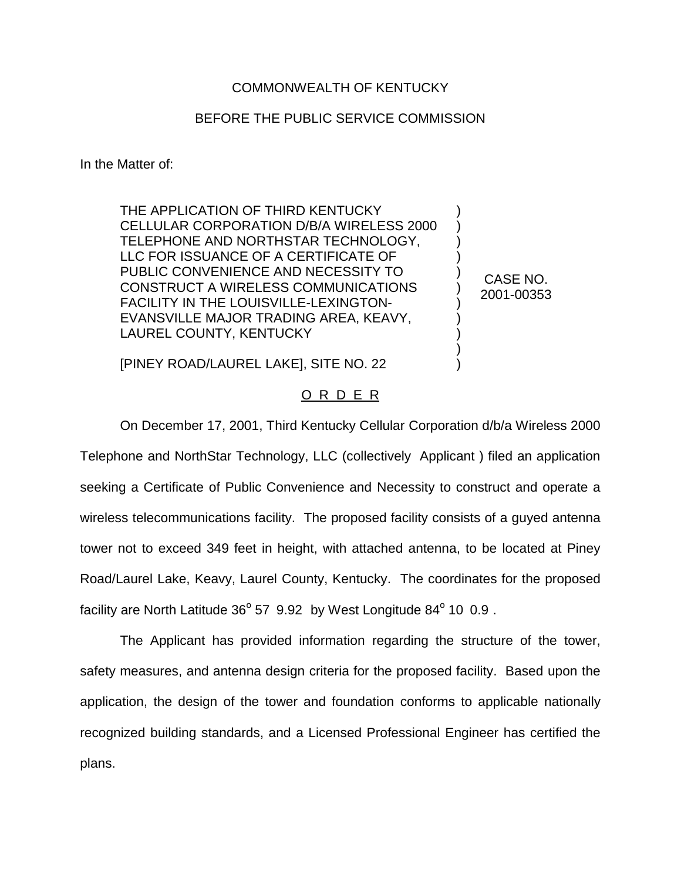COMMONWEALTH OF KENTUCKY

BEFORE THE PUBLIC SERVICE COMMISSION

In the Matter of:

| | |
|---|---|
| THE APPLICATION OF THIRD KENTUCKY CELLULAR CORPORATION D/B/A WIRELESS 2000 TELEPHONE AND NORTHSTAR TECHNOLOGY, LLC FOR ISSUANCE OF A CERTIFICATE OF PUBLIC CONVENIENCE AND NECESSITY TO CONSTRUCT A WIRELESS COMMUNICATIONS FACILITY IN THE LOUISVILLE-LEXINGTON-EVANSVILLE MAJOR TRADING AREA, KEAVY, LAUREL COUNTY, KENTUCKY<br><br>[PINEY ROAD/LAUREL LAKE], SITE NO. 22 | CASE NO. 2001-00353 |

O R D E R

On December 17, 2001, Third Kentucky Cellular Corporation d/b/a Wireless 2000 Telephone and NorthStar Technology, LLC (collectively Applicant ) filed an application seeking a Certificate of Public Convenience and Necessity to construct and operate a wireless telecommunications facility. The proposed facility consists of a guyed antenna tower not to exceed 349 feet in height, with attached antenna, to be located at Piney Road/Laurel Lake, Keavy, Laurel County, Kentucky. The coordinates for the proposed facility are North Latitude 36$^o$ 57 9.92 by West Longitude 84$^o$ 10 0.9 .

The Applicant has provided information regarding the structure of the tower, safety measures, and antenna design criteria for the proposed facility. Based upon the application, the design of the tower and foundation conforms to applicable nationally recognized building standards, and a Licensed Professional Engineer has certified the plans.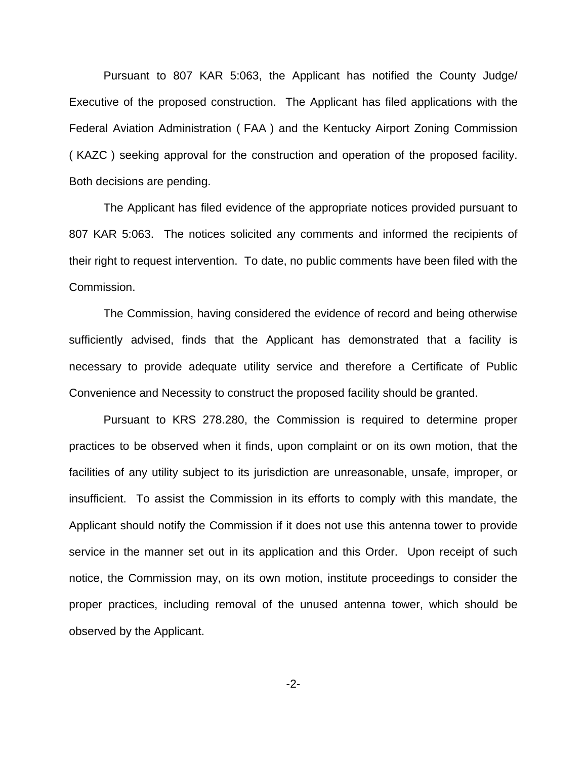Pursuant to 807 KAR 5:063, the Applicant has notified the County Judge/ Executive of the proposed construction. The Applicant has filed applications with the Federal Aviation Administration ( FAA ) and the Kentucky Airport Zoning Commission ( KAZC ) seeking approval for the construction and operation of the proposed facility. Both decisions are pending.

The Applicant has filed evidence of the appropriate notices provided pursuant to 807 KAR 5:063. The notices solicited any comments and informed the recipients of their right to request intervention. To date, no public comments have been filed with the Commission.

The Commission, having considered the evidence of record and being otherwise sufficiently advised, finds that the Applicant has demonstrated that a facility is necessary to provide adequate utility service and therefore a Certificate of Public Convenience and Necessity to construct the proposed facility should be granted.

Pursuant to KRS 278.280, the Commission is required to determine proper practices to be observed when it finds, upon complaint or on its own motion, that the facilities of any utility subject to its jurisdiction are unreasonable, unsafe, improper, or insufficient. To assist the Commission in its efforts to comply with this mandate, the Applicant should notify the Commission if it does not use this antenna tower to provide service in the manner set out in its application and this Order. Upon receipt of such notice, the Commission may, on its own motion, institute proceedings to consider the proper practices, including removal of the unused antenna tower, which should be observed by the Applicant.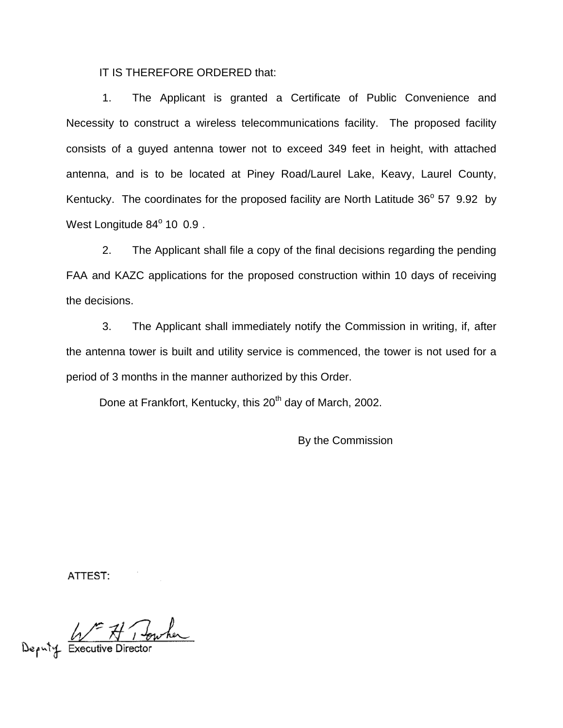IT IS THEREFORE ORDERED that:

1. The Applicant is granted a Certificate of Public Convenience and Necessity to construct a wireless telecommunications facility. The proposed facility consists of a guyed antenna tower not to exceed 349 feet in height, with attached antenna, and is to be located at Piney Road/Laurel Lake, Keavy, Laurel County, Kentucky. The coordinates for the proposed facility are North Latitude 36° 57 9.92 by West Longitude 84° 10 0.9 .

2. The Applicant shall file a copy of the final decisions regarding the pending FAA and KAZC applications for the proposed construction within 10 days of receiving the decisions.

3. The Applicant shall immediately notify the Commission in writing, if, after the antenna tower is built and utility service is commenced, the tower is not used for a period of 3 months in the manner authorized by this Order.

Done at Frankfort, Kentucky, this 20th day of March, 2002.

By the Commission

ATTEST:

Deputy Executive Director